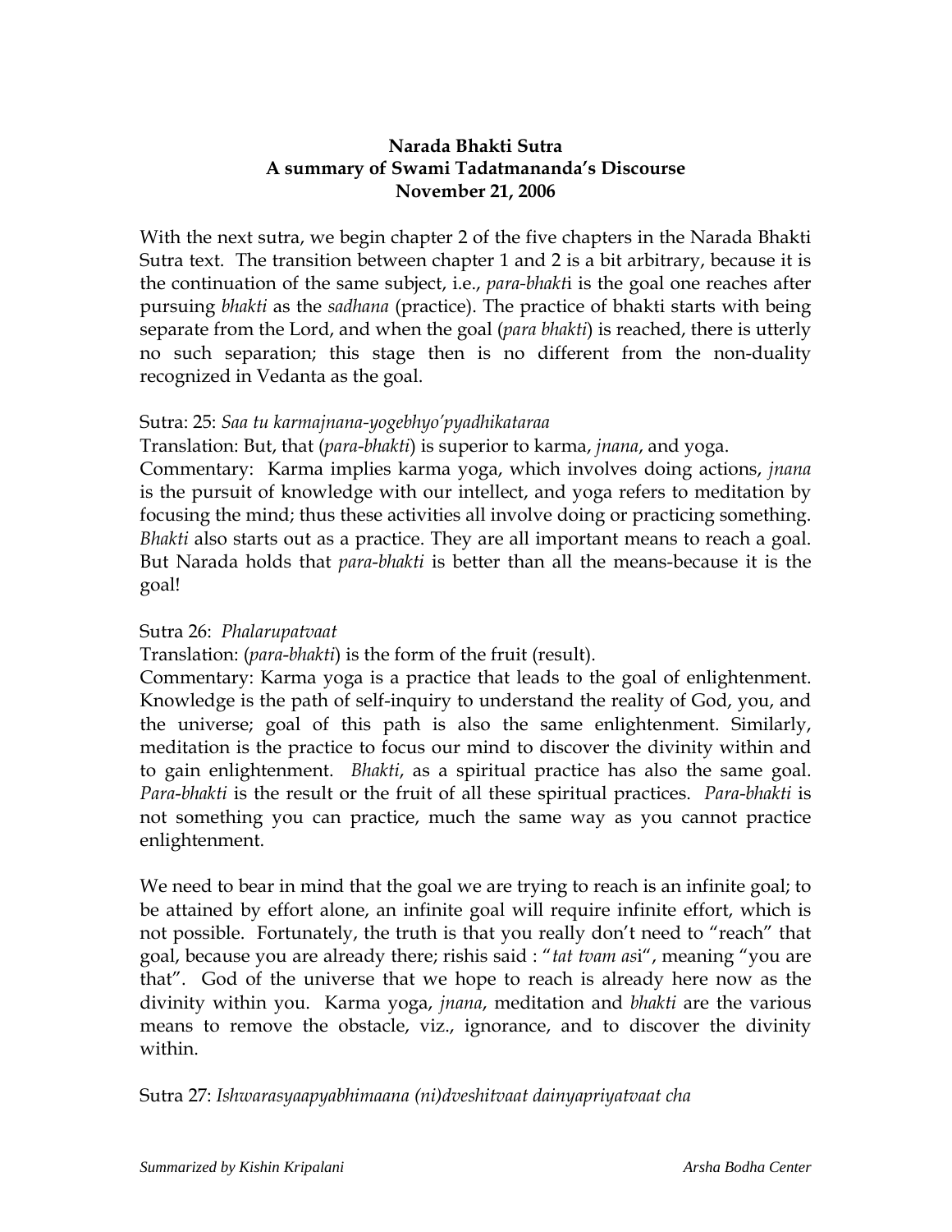**Narada Bhakti Sutra**
**A summary of Swami Tadatmananda's Discourse**
**November 21, 2006**

With the next sutra, we begin chapter 2 of the five chapters in the Narada Bhakti Sutra text. The transition between chapter 1 and 2 is a bit arbitrary, because it is the continuation of the same subject, i.e., *para-bhakt*i is the goal one reaches after pursuing *bhakti* as the *sadhana* (practice). The practice of bhakti starts with being separate from the Lord, and when the goal (*para bhakti*) is reached, there is utterly no such separation; this stage then is no different from the non-duality recognized in Vedanta as the goal.

Sutra: 25: *Saa tu karmajnana-yogebhyo'pyadhikataraa*

Translation: But, that (*para-bhakti*) is superior to karma, *jnana*, and yoga.

Commentary: Karma implies karma yoga, which involves doing actions, *jnana* is the pursuit of knowledge with our intellect, and yoga refers to meditation by focusing the mind; thus these activities all involve doing or practicing something. *Bhakti* also starts out as a practice. They are all important means to reach a goal. But Narada holds that *para-bhakti* is better than all the means-because it is the goal!

Sutra 26: *Phalarupatvaat*

Translation: (*para-bhakti*) is the form of the fruit (result).

Commentary: Karma yoga is a practice that leads to the goal of enlightenment. Knowledge is the path of self-inquiry to understand the reality of God, you, and the universe; goal of this path is also the same enlightenment. Similarly, meditation is the practice to focus our mind to discover the divinity within and to gain enlightenment. *Bhakti*, as a spiritual practice has also the same goal. *Para-bhakti* is the result or the fruit of all these spiritual practices. *Para-bhakti* is not something you can practice, much the same way as you cannot practice enlightenment.

We need to bear in mind that the goal we are trying to reach is an infinite goal; to be attained by effort alone, an infinite goal will require infinite effort, which is not possible. Fortunately, the truth is that you really don't need to "reach" that goal, because you are already there; rishis said : "*tat tvam as*i", meaning "you are that". God of the universe that we hope to reach is already here now as the divinity within you. Karma yoga, *jnana*, meditation and *bhakti* are the various means to remove the obstacle, viz., ignorance, and to discover the divinity within.

Sutra 27: *Ishwarasyaapyabhimaana (ni)dveshitvaat dainyapriyatvaat cha*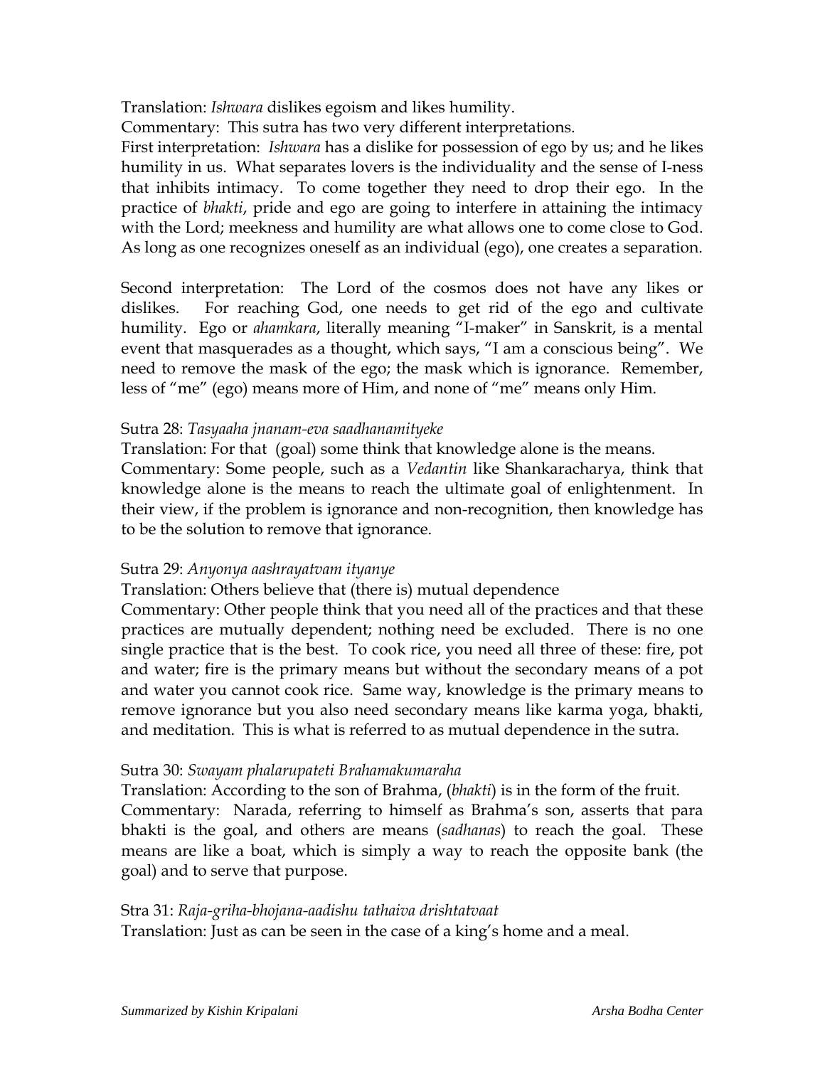Translation: *Ishwara* dislikes egoism and likes humility.

Commentary: This sutra has two very different interpretations.

First interpretation: *Ishwara* has a dislike for possession of ego by us; and he likes humility in us. What separates lovers is the individuality and the sense of I-ness that inhibits intimacy. To come together they need to drop their ego. In the practice of *bhakti*, pride and ego are going to interfere in attaining the intimacy with the Lord; meekness and humility are what allows one to come close to God. As long as one recognizes oneself as an individual (ego), one creates a separation.

Second interpretation: The Lord of the cosmos does not have any likes or dislikes. For reaching God, one needs to get rid of the ego and cultivate humility. Ego or *ahamkara*, literally meaning "I-maker" in Sanskrit, is a mental event that masquerades as a thought, which says, "I am a conscious being". We need to remove the mask of the ego; the mask which is ignorance. Remember, less of "me" (ego) means more of Him, and none of "me" means only Him.

Sutra 28: *Tasyaaha jnanam-eva saadhanamityeke*

Translation: For that (goal) some think that knowledge alone is the means.

Commentary: Some people, such as a *Vedantin* like Shankaracharya, think that knowledge alone is the means to reach the ultimate goal of enlightenment. In their view, if the problem is ignorance and non-recognition, then knowledge has to be the solution to remove that ignorance.

Sutra 29: *Anyonya aashrayatvam ityanye*

Translation: Others believe that (there is) mutual dependence

Commentary: Other people think that you need all of the practices and that these practices are mutually dependent; nothing need be excluded. There is no one single practice that is the best. To cook rice, you need all three of these: fire, pot and water; fire is the primary means but without the secondary means of a pot and water you cannot cook rice. Same way, knowledge is the primary means to remove ignorance but you also need secondary means like karma yoga, bhakti, and meditation. This is what is referred to as mutual dependence in the sutra.

Sutra 30: *Swayam phalarupateti Brahamakumaraha*

Translation: According to the son of Brahma, (*bhakti*) is in the form of the fruit.

Commentary: Narada, referring to himself as Brahma's son, asserts that para bhakti is the goal, and others are means (*sadhanas*) to reach the goal. These means are like a boat, which is simply a way to reach the opposite bank (the goal) and to serve that purpose.

Stra 31: *Raja-griha-bhojana-aadishu tathaiva drishtatvaat*

Translation: Just as can be seen in the case of a king's home and a meal.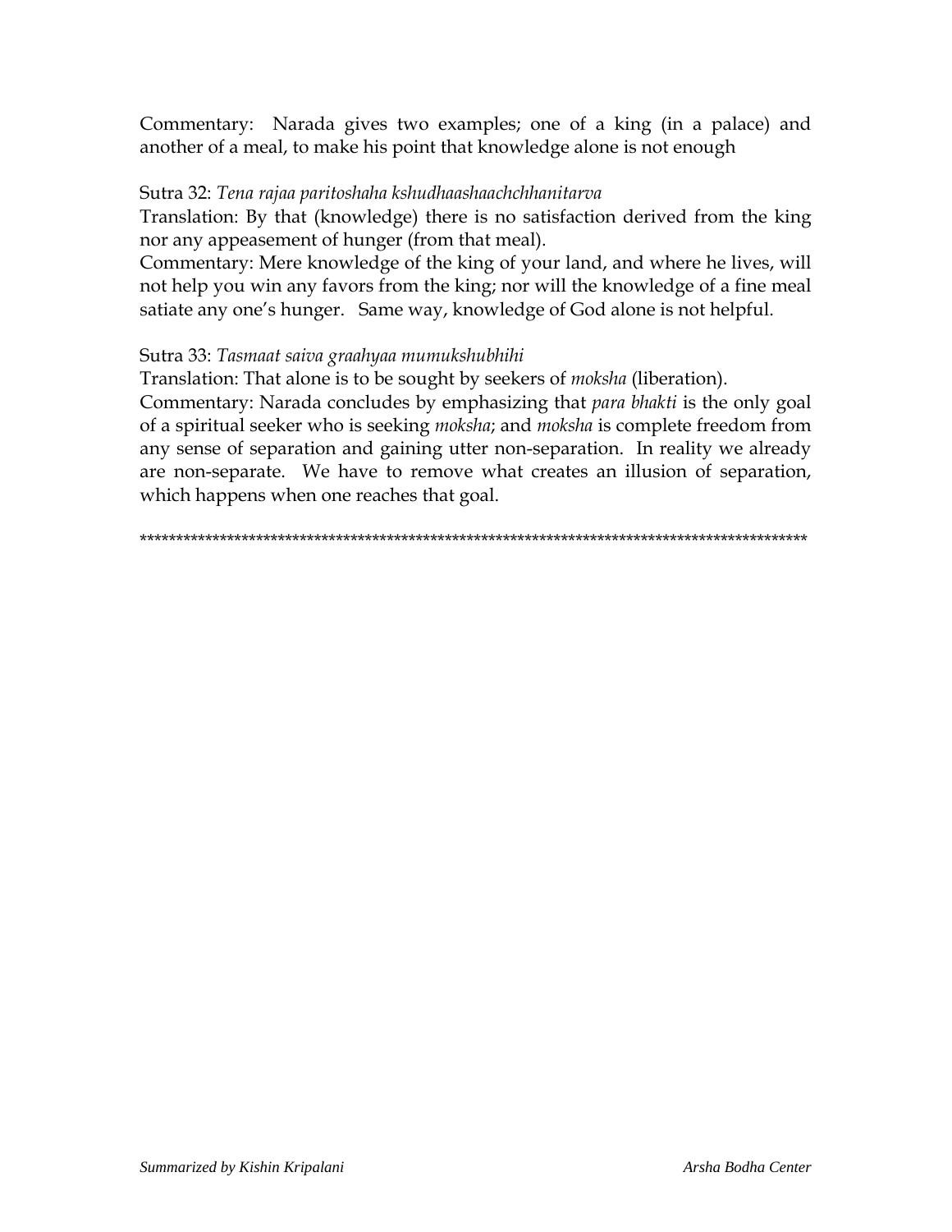Commentary: Narada gives two examples; one of a king (in a palace) and another of a meal, to make his point that knowledge alone is not enough

Sutra 32: *Tena rajaa paritoshaha kshudhaashaachchhanitarva*

Translation: By that (knowledge) there is no satisfaction derived from the king nor any appeasement of hunger (from that meal).

Commentary: Mere knowledge of the king of your land, and where he lives, will not help you win any favors from the king; nor will the knowledge of a fine meal satiate any one's hunger. Same way, knowledge of God alone is not helpful.

Sutra 33: *Tasmaat saiva graahyaa mumukshubhihi*

Translation: That alone is to be sought by seekers of *moksha* (liberation).

Commentary: Narada concludes by emphasizing that *para bhakti* is the only goal of a spiritual seeker who is seeking *moksha*; and *moksha* is complete freedom from any sense of separation and gaining utter non-separation. In reality we already are non-separate. We have to remove what creates an illusion of separation, which happens when one reaches that goal.

*******************************************************************************************